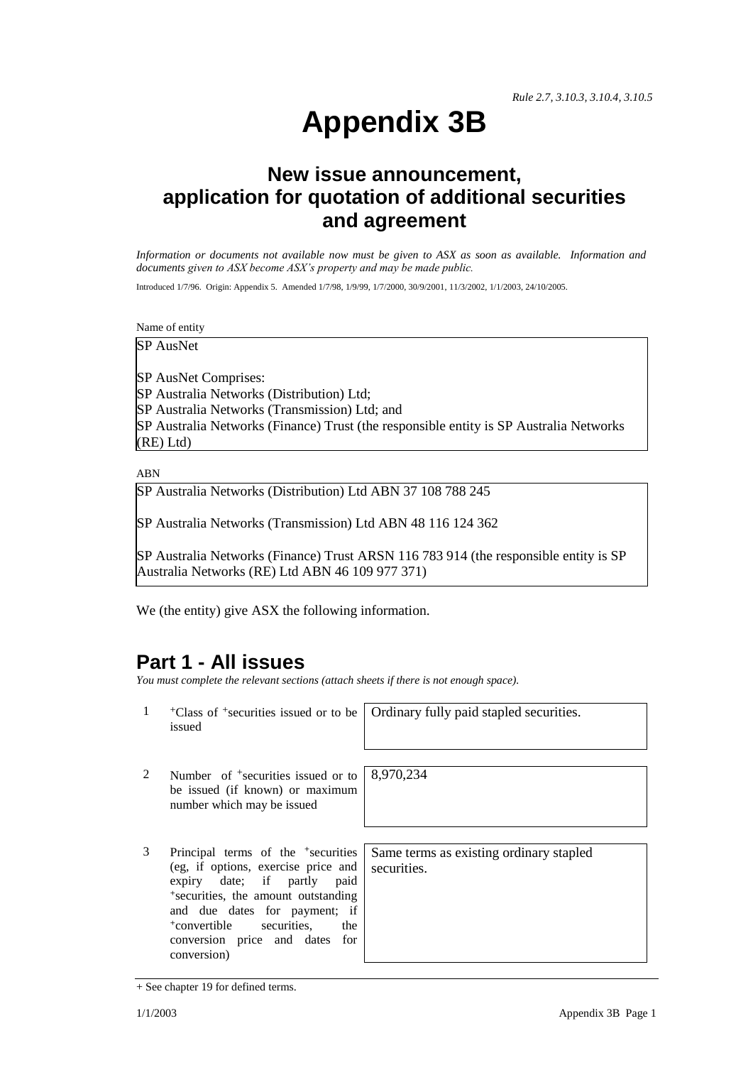*Rule 2.7, 3.10.3, 3.10.4, 3.10.5*

# Appendix 3B

## New issue announcement, application for quotation of additional securities and agreement

*Information or documents not available now must be given to ASX as soon as available. Information and documents given to ASX become ASX's property and may be made public.*

Introduced 1/7/96. Origin: Appendix 5. Amended 1/7/98, 1/9/99, 1/7/2000, 30/9/2001, 11/3/2002, 1/1/2003, 24/10/2005.

Name of entity

| SP AusNet<br><br>SP AusNet Comprises:<br>SP Australia Networks (Distribution) Ltd;<br>SP Australia Networks (Transmission) Ltd; and<br>SP Australia Networks (Finance) Trust (the responsible entity is SP Australia Networks (RE) Ltd) |
|---|

ABN

| SP Australia Networks (Distribution) Ltd ABN 37 108 788 245<br><br>SP Australia Networks (Transmission) Ltd ABN 48 116 124 362<br><br>SP Australia Networks (Finance) Trust ARSN 116 783 914 (the responsible entity is SP Australia Networks (RE) Ltd ABN 46 109 977 371) |
|---|

We (the entity) give ASX the following information.

## Part 1 - All issues

*You must complete the relevant sections (attach sheets if there is not enough space).*

| | | |
|---|---|---|
| 1 | +Class of +securities issued or to be issued | Ordinary fully paid stapled securities. |
| 2 | Number of +securities issued or to be issued (if known) or maximum number which may be issued | 8,970,234 |
| 3 | Principal terms of the +securities (eg, if options, exercise price and expiry date; if partly paid +securities, the amount outstanding and due dates for payment; if +convertible securities, the conversion price and dates for conversion) | Same terms as existing ordinary stapled securities. |

+ See chapter 19 for defined terms.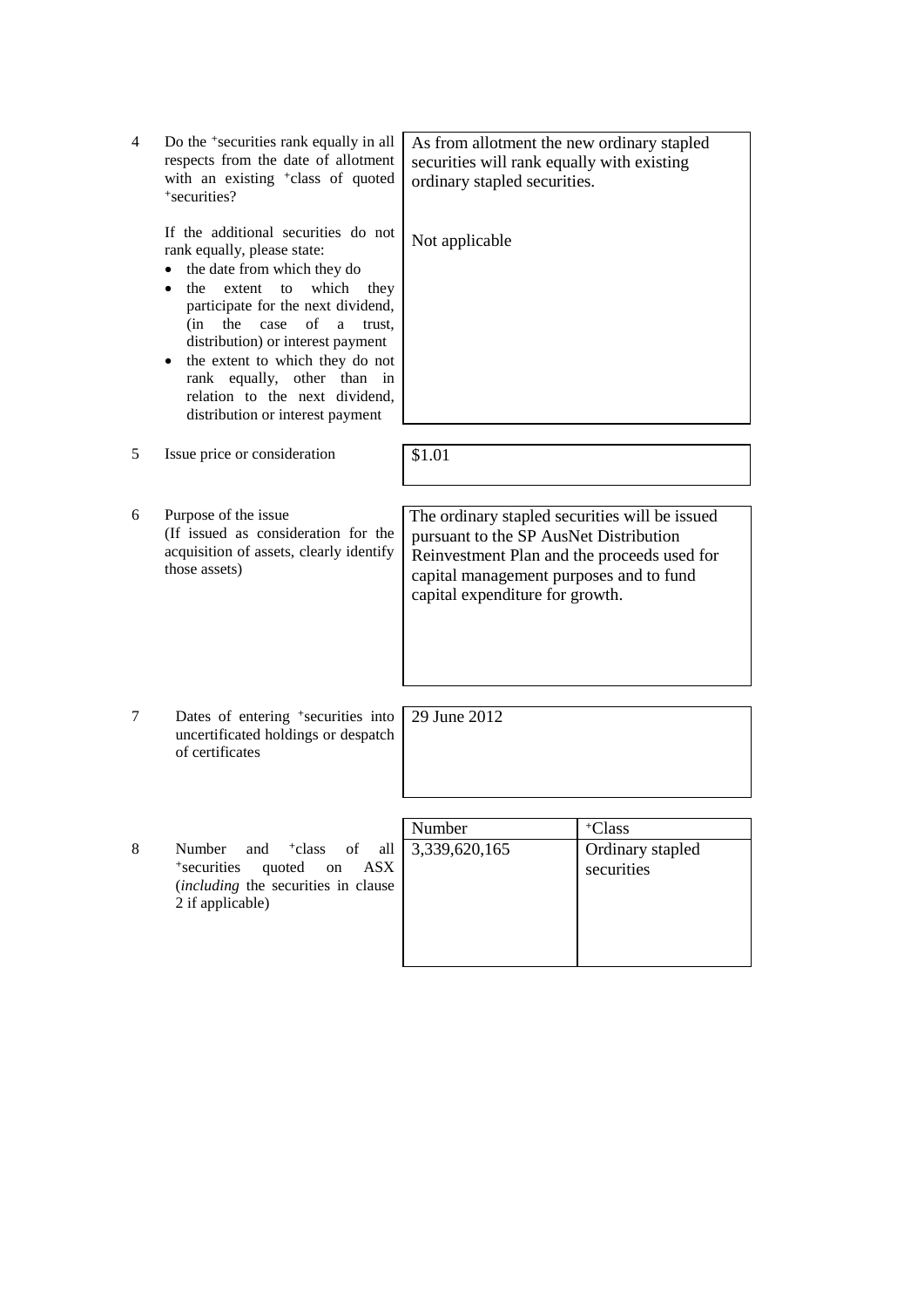| | | |
|---|---|---|
| 4 | Do the +securities rank equally in all respects from the date of allotment with an existing +class of quoted +securities?<br><br>If the additional securities do not rank equally, please state:<br>• the date from which they do<br>• the extent to which they participate for the next dividend, (in the case of a trust, distribution) or interest payment<br>• the extent to which they do not rank equally, other than in relation to the next dividend, distribution or interest payment | As from allotment the new ordinary stapled securities will rank equally with existing ordinary stapled securities.<br><br>Not applicable |
| 5 | Issue price or consideration | $1.01 |
| 6 | Purpose of the issue<br>(If issued as consideration for the acquisition of assets, clearly identify those assets) | The ordinary stapled securities will be issued pursuant to the SP AusNet Distribution Reinvestment Plan and the proceeds used for capital management purposes and to fund capital expenditure for growth. |
| 7 | Dates of entering +securities into uncertificated holdings or despatch of certificates | 29 June 2012 |

| | | Number | +Class |
|---|---|---|---|
| 8 | Number and +class of all +securities quoted on ASX (*including* the securities in clause 2 if applicable) | 3,339,620,165 | Ordinary stapled securities |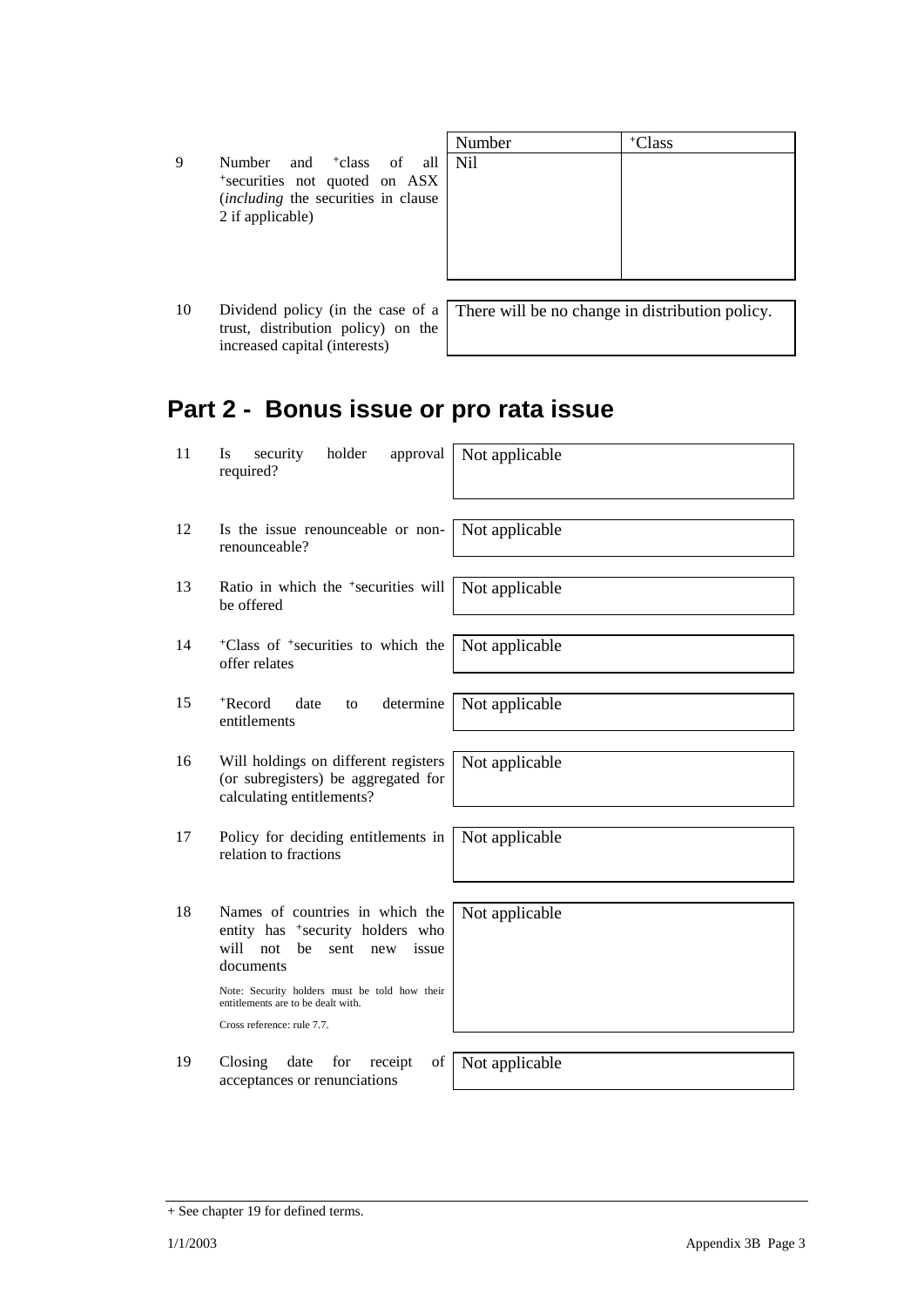| | | Number | +Class |
|---|---|---|---|
| 9 | Number and +class of all +securities not quoted on ASX (*including* the securities in clause 2 if applicable) | Nil | |

| | | |
|---|---|---|
| 10 | Dividend policy (in the case of a trust, distribution policy) on the increased capital (interests) | There will be no change in distribution policy. |

## Part 2 - Bonus issue or pro rata issue

| | | |
|---|---|---|
| 11 | Is security holder approval required? | Not applicable |
| 12 | Is the issue renounceable or non-renounceable? | Not applicable |
| 13 | Ratio in which the +securities will be offered | Not applicable |
| 14 | +Class of +securities to which the offer relates | Not applicable |
| 15 | +Record date to determine entitlements | Not applicable |
| 16 | Will holdings on different registers (or subregisters) be aggregated for calculating entitlements? | Not applicable |
| 17 | Policy for deciding entitlements in relation to fractions | Not applicable |
| 18 | Names of countries in which the entity has +security holders who will not be sent new issue documents<br><br>Note: Security holders must be told how their entitlements are to be dealt with.<br><br>Cross reference: rule 7.7. | Not applicable |
| 19 | Closing date for receipt of acceptances or renunciations | Not applicable |

+ See chapter 19 for defined terms.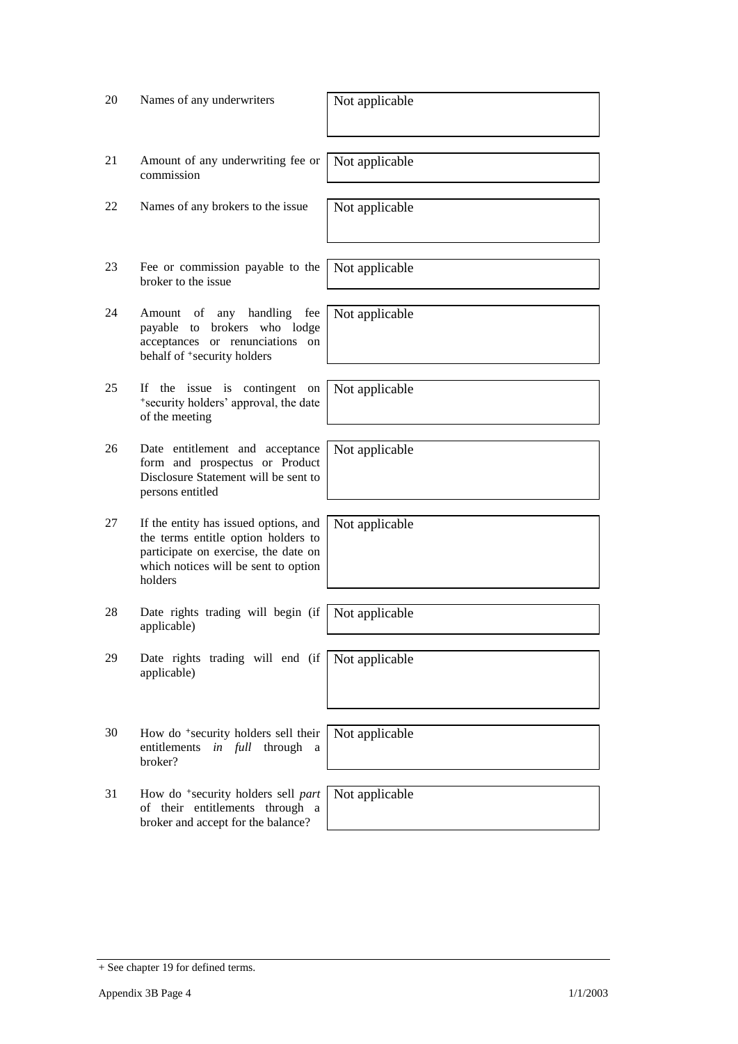| | | |
|---|---|---|
| 20 | Names of any underwriters | Not applicable |
| 21 | Amount of any underwriting fee or commission | Not applicable |
| 22 | Names of any brokers to the issue | Not applicable |
| 23 | Fee or commission payable to the broker to the issue | Not applicable |
| 24 | Amount of any handling fee payable to brokers who lodge acceptances or renunciations on behalf of +security holders | Not applicable |
| 25 | If the issue is contingent on +security holders' approval, the date of the meeting | Not applicable |
| 26 | Date entitlement and acceptance form and prospectus or Product Disclosure Statement will be sent to persons entitled | Not applicable |
| 27 | If the entity has issued options, and the terms entitle option holders to participate on exercise, the date on which notices will be sent to option holders | Not applicable |
| 28 | Date rights trading will begin (if applicable) | Not applicable |
| 29 | Date rights trading will end (if applicable) | Not applicable |
| 30 | How do +security holders sell their entitlements *in full* through a broker? | Not applicable |
| 31 | How do +security holders sell *part* of their entitlements through a broker and accept for the balance? | Not applicable |

+ See chapter 19 for defined terms.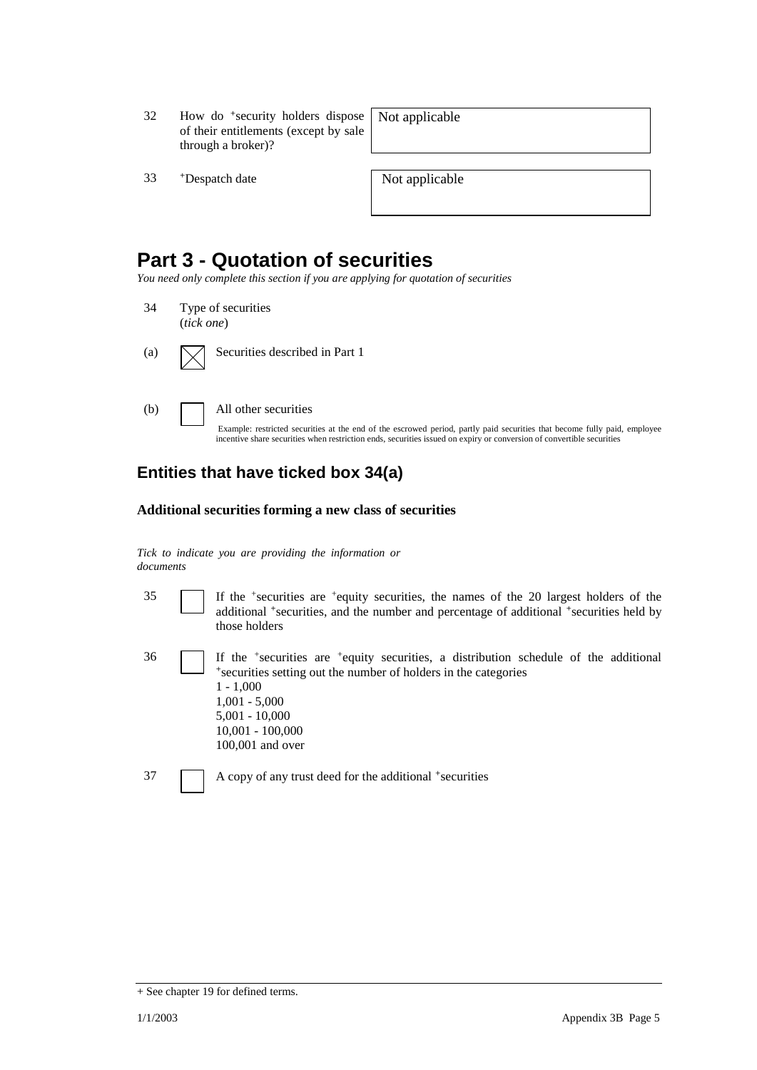| | | |
|---|---|---|
| 32 | How do +security holders dispose of their entitlements (except by sale through a broker)? | Not applicable |
| 33 | +Despatch date | Not applicable |

# Part 3 - Quotation of securities

*You need only complete this section if you are applying for quotation of securities*

34 Type of securities
(*tick one*)

(a) ☒ Securities described in Part 1

(b) ☐ All other securities

Example: restricted securities at the end of the escrowed period, partly paid securities that become fully paid, employee incentive share securities when restriction ends, securities issued on expiry or conversion of convertible securities

## Entities that have ticked box 34(a)

**Additional securities forming a new class of securities**

*Tick to indicate you are providing the information or documents*

35 ☐ If the +securities are +equity securities, the names of the 20 largest holders of the additional +securities, and the number and percentage of additional +securities held by those holders

36 ☐ If the +securities are +equity securities, a distribution schedule of the additional +securities setting out the number of holders in the categories
1 - 1,000
1,001 - 5,000
5,001 - 10,000
10,001 - 100,000
100,001 and over

37 ☐ A copy of any trust deed for the additional +securities

+ See chapter 19 for defined terms.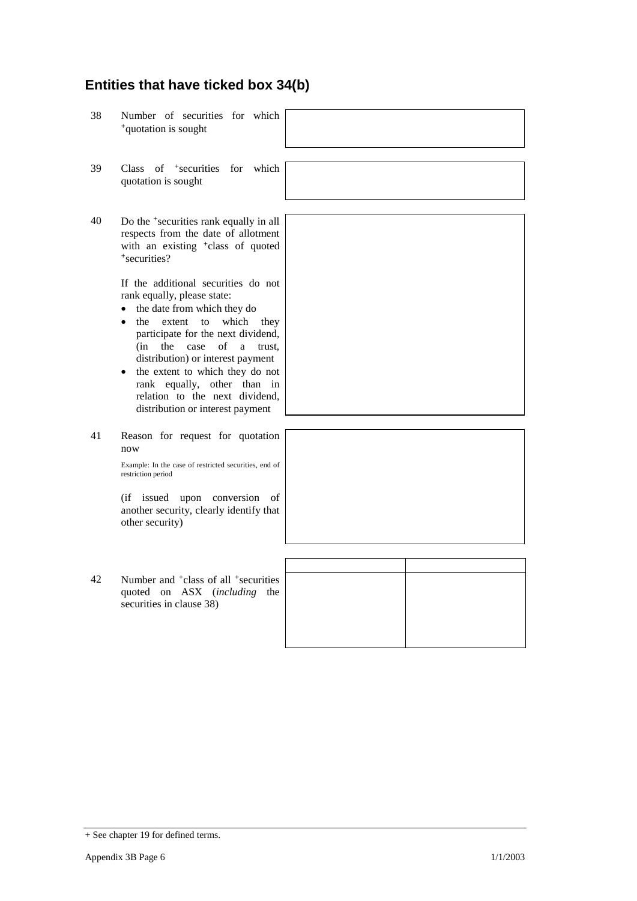## Entities that have ticked box 34(b)

| | | |
|---|---|---|
| 38 | Number of securities for which +quotation is sought | |
| 39 | Class of +securities for which quotation is sought | |
| 40 | Do the +securities rank equally in all respects from the date of allotment with an existing +class of quoted +securities?<br><br>If the additional securities do not rank equally, please state:<br>• the date from which they do<br>• the extent to which they participate for the next dividend, (in the case of a trust, distribution) or interest payment<br>• the extent to which they do not rank equally, other than in relation to the next dividend, distribution or interest payment | |
| 41 | Reason for request for quotation now<br><br>Example: In the case of restricted securities, end of restriction period<br><br>(if issued upon conversion of another security, clearly identify that other security) | |

42 Number and +class of all +securities quoted on ASX (*including* the securities in clause 38)

| | |
|---|---|
| | |

+ See chapter 19 for defined terms.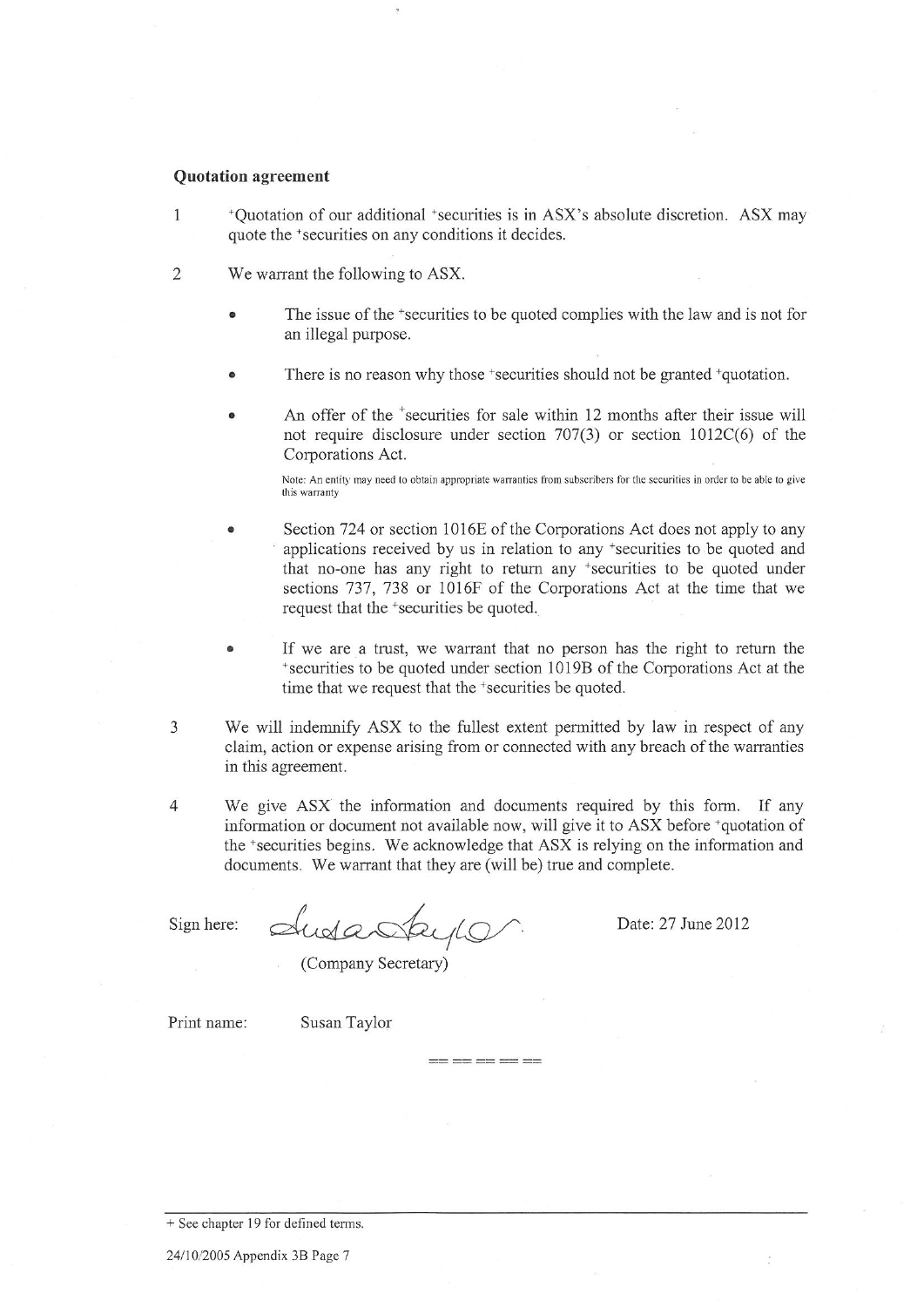## Quotation agreement

1 +Quotation of our additional +securities is in ASX's absolute discretion. ASX may quote the +securities on any conditions it decides.

2 We warrant the following to ASX.

- The issue of the +securities to be quoted complies with the law and is not for an illegal purpose.
- There is no reason why those +securities should not be granted +quotation.
- An offer of the +securities for sale within 12 months after their issue will not require disclosure under section 707(3) or section 1012C(6) of the Corporations Act.

  Note: An entity may need to obtain appropriate warranties from subscribers for the securities in order to be able to give this warranty

- Section 724 or section 1016E of the Corporations Act does not apply to any applications received by us in relation to any +securities to be quoted and that no-one has any right to return any +securities to be quoted under sections 737, 738 or 1016F of the Corporations Act at the time that we request that the +securities be quoted.
- If we are a trust, we warrant that no person has the right to return the +securities to be quoted under section 1019B of the Corporations Act at the time that we request that the +securities be quoted.

3 We will indemnify ASX to the fullest extent permitted by law in respect of any claim, action or expense arising from or connected with any breach of the warranties in this agreement.

4 We give ASX the information and documents required by this form. If any information or document not available now, will give it to ASX before +quotation of the +securities begins. We acknowledge that ASX is relying on the information and documents. We warrant that they are (will be) true and complete.

Sign here: (Company Secretary) Date: 27 June 2012

Print name: Susan Taylor

== == == == ==

+ See chapter 19 for defined terms.

24/10/2005 Appendix 3B Page 7